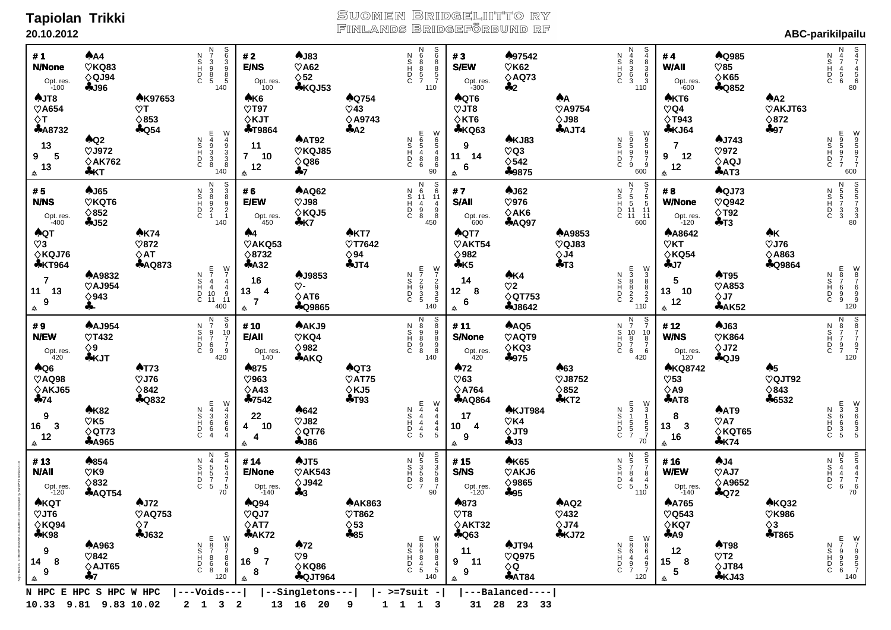# Tapiolan Trikki

**20.10.2012**

**Suomen Bridgeliitto ry**
**Finlands Bridgeförbund rf**

**ABC-parikilpailu**

## # 1 — N/None — Opt. res. -100

| Hand | ♠ | ♥ | ♦ | ♣ | HCP |
|---|---|---|---|---|---|
| N | A4 | KQ83 | QJ94 | J96 | 13 |
| W | JT8 | A654 | T | A8732 | 9 |
| E | K97653 | T | 853 | Q54 | 5 |
| S | Q2 | J972 | AK762 | KT | 13 |

| | N | S | | E | W |
|---|---|---|---|---|---|
| N | 7 | 6 | N | 4 | 4 |
| S | 3 | 3 | S | 9 | 9 |
| H | 9 | 9 | H | 3 | 3 |
| D | 8 | 8 | D | 3 | 3 |
| C | 5 | 5 | C | 8 | 8 |
| | 140 | | | 140 | |

## # 2 — E/NS — Opt. res. 100

| Hand | ♠ | ♥ | ♦ | ♣ | HCP |
|---|---|---|---|---|---|
| N | J83 | A62 | 52 | KQJ53 | 11 |
| W | K6 | T97 | KJT | T9864 | 7 |
| E | Q754 | 43 | A9743 | A2 | 10 |
| S | AT92 | QJ85 | Q86 | 7 | 12 |

| | N | S | | E | W |
|---|---|---|---|---|---|
| N | 6 | 6 | N | 6 | 6 |
| S | 8 | 8 | S | 5 | 5 |
| H | 8 | 8 | H | 4 | 4 |
| D | 5 | 5 | D | 8 | 8 |
| C | 7 | 7 | C | 6 | 6 |
| | 110 | | | 90 | |

## # 3 — S/EW — Opt. res. -300

| Hand | ♠ | ♥ | ♦ | ♣ | HCP |
|---|---|---|---|---|---|
| N | 97542 | K62 | AQ73 | 2 | 9 |
| W | QT6 | JT8 | KT6 | KQ63 | 11 |
| E | A | A9754 | J98 | AJT4 | 14 |
| S | KJ83 | Q3 | 542 | 9875 | 6 |

| | N | S | | E | W |
|---|---|---|---|---|---|
| N | 4 | 4 | N | 9 | 9 |
| S | 8 | 8 | S | 5 | 5 |
| H | 3 | 3 | H | 9 | 9 |
| D | 6 | 6 | D | 7 | 7 |
| C | 3 | 3 | C | 9 | 9 |
| | 110 | | | 600 | |

## # 4 — W/All — Opt. res. -600

| Hand | ♠ | ♥ | ♦ | ♣ | HCP |
|---|---|---|---|---|---|
| N | Q985 | 85 | K65 | Q852 | 7 |
| W | KT6 | Q4 | T943 | KJ64 | 9 |
| E | A2 | AKJT63 | 872 | 97 | 12 |
| S | J743 | 972 | AQJ | AT3 | 12 |

| | N | S | | E | W |
|---|---|---|---|---|---|
| N | 4 | 4 | N | 9 | 9 |
| S | 7 | 7 | S | 5 | 5 |
| H | 4 | 4 | H | 9 | 9 |
| D | 5 | 5 | D | 7 | 7 |
| C | 6 | 6 | C | 7 | 7 |
| | 80 | | | 600 | |

## # 5 — N/NS — Opt. res. -400

| Hand | ♠ | ♥ | ♦ | ♣ | HCP |
|---|---|---|---|---|---|
| N | J65 | KQT6 | 852 | J52 | 7 |
| W | QT | 3 | KQJ76 | KT964 | 11 |
| E | K74 | 872 | AT | AQ873 | 13 |
| S | A9832 | AJ954 | 943 | - | 9 |

| | N | S | | E | W |
|---|---|---|---|---|---|
| N | 3 | 3 | N | 7 | 7 |
| S | 8 | 8 | S | 4 | 4 |
| H | 9 | 9 | H | 4 | 4 |
| D | 2 | 2 | D | 10 | 10 |
| C | 1 | 1 | C | 11 | 11 |
| | 140 | | | 400 | |

## # 6 — E/EW — Opt. res. 450

| Hand | ♠ | ♥ | ♦ | ♣ | HCP |
|---|---|---|---|---|---|
| N | AQ62 | J98 | KQJ5 | K7 | 16 |
| W | 4 | AKQ53 | 8732 | A32 | 13 |
| E | KT7 | T7642 | 94 | JT4 | 4 |
| S | J9853 | - | AT6 | Q9865 | 7 |

| | N | S | | E | W |
|---|---|---|---|---|---|
| N | 6 | 6 | N | 7 | 7 |
| S | 11 | 11 | S | 2 | 2 |
| H | 4 | 4 | H | 9 | 9 |
| D | 9 | 9 | D | 3 | 3 |
| C | 8 | 8 | C | 5 | 5 |
| | 450 | | | 140 | |

## # 7 — S/All — Opt. res. 600

| Hand | ♠ | ♥ | ♦ | ♣ | HCP |
|---|---|---|---|---|---|
| N | J62 | 976 | AK6 | AQ97 | 14 |
| W | QT7 | AKT54 | 982 | K5 | 12 |
| E | A9853 | QJ83 | J4 | T3 | 8 |
| S | K4 | 2 | QT753 | J8642 | 6 |

| | N | S | | E | W |
|---|---|---|---|---|---|
| N | 7 | 7 | N | 3 | 3 |
| S | 5 | 5 | S | 8 | 8 |
| H | 5 | 5 | H | 8 | 8 |
| D | 11 | 11 | D | 2 | 2 |
| C | 11 | 11 | C | 2 | 2 |
| | 600 | | | 110 | |

## # 8 — W/None — Opt. res. -120

| Hand | ♠ | ♥ | ♦ | ♣ | HCP |
|---|---|---|---|---|---|
| N | QJ73 | Q942 | T92 | T3 | 5 |
| W | A8642 | KT | KQ54 | J7 | 13 |
| E | K | J76 | A863 | Q9864 | 10 |
| S | T95 | A853 | J7 | AK52 | 12 |

| | N | S | | E | W |
|---|---|---|---|---|---|
| N | 5 | 5 | N | 8 | 8 |
| S | 5 | 5 | S | 7 | 7 |
| H | 7 | 7 | H | 6 | 6 |
| D | 3 | 3 | D | 9 | 9 |
| C | 3 | 3 | C | 9 | 9 |
| | 80 | | | 120 | |

## # 9 — N/EW — Opt. res. 420

| Hand | ♠ | ♥ | ♦ | ♣ | HCP |
|---|---|---|---|---|---|
| N | AJ954 | T432 | 9 | KJT | 9 |
| W | Q6 | AQ98 | AKJ65 | 74 | 16 |
| E | T73 | J76 | 842 | Q832 | 3 |
| S | K82 | K5 | QT73 | A965 | 12 |

| | N | S | | E | W |
|---|---|---|---|---|---|
| N | 7 | 9 | N | 4 | 4 |
| S | 9 | 10 | S | 3 | 3 |
| H | 7 | 7 | H | 6 | 6 |
| D | 6 | 7 | D | 6 | 6 |
| C | 9 | 9 | C | 4 | 4 |
| | 420 | | | | |

## # 10 — E/All — Opt. res. 140

| Hand | ♠ | ♥ | ♦ | ♣ | HCP |
|---|---|---|---|---|---|
| N | AKJ9 | KQ4 | 982 | AKQ | 22 |
| W | 875 | 963 | A43 | 7542 | 4 |
| E | QT3 | AT75 | KJ5 | T93 | 10 |
| S | 642 | J82 | QT76 | J86 | 4 |

| | N | S | | E | W |
|---|---|---|---|---|---|
| N | 8 | 8 | N | 4 | 4 |
| S | 9 | 9 | S | 4 | 4 |
| H | 8 | 8 | H | 4 | 4 |
| D | 9 | 9 | D | 4 | 4 |
| C | 8 | 8 | C | 5 | 5 |
| | 140 | | | | |

## # 11 — S/None — Opt. res. 420

| Hand | ♠ | ♥ | ♦ | ♣ | HCP |
|---|---|---|---|---|---|
| N | AQ5 | AQT9 | KQ3 | 975 | 17 |
| W | 72 | 63 | A764 | AQ864 | 10 |
| E | 63 | J8752 | 852 | KT2 | 4 |
| S | KJT984 | K4 | JT9 | J3 | 9 |

| | N | S | | E | W |
|---|---|---|---|---|---|
| N | 7 | 7 | N | 3 | 3 |
| S | 10 | 10 | S | 1 | 1 |
| H | 8 | 8 | H | 5 | 5 |
| D | 7 | 7 | D | 5 | 5 |
| C | 6 | 6 | C | 7 | 7 |
| | 420 | | | 70 | |

## # 12 — W/NS — Opt. res. 120

| Hand | ♠ | ♥ | ♦ | ♣ | HCP |
|---|---|---|---|---|---|
| N | J63 | K864 | J72 | QJ9 | 8 |
| W | KQ8742 | 53 | A9 | AT8 | 13 |
| E | 5 | QJT92 | 843 | 6532 | 3 |
| S | AT9 | A7 | KQT65 | K74 | 16 |

| | N | S | | E | W |
|---|---|---|---|---|---|
| N | 8 | 8 | N | 3 | 3 |
| S | 7 | 7 | S | 6 | 6 |
| H | 7 | 7 | H | 6 | 6 |
| D | 9 | 9 | D | 3 | 3 |
| C | 7 | 7 | C | 5 | 5 |
| | 120 | | | | |

## # 13 — N/All — Opt. res. -120

| Hand | ♠ | ♥ | ♦ | ♣ | HCP |
|---|---|---|---|---|---|
| N | 854 | K9 | 832 | AQT54 | 9 |
| W | KQT | JT6 | KQ94 | K98 | 14 |
| E | J72 | AQ753 | 7 | J632 | 8 |
| S | A963 | 842 | AJT65 | 7 | 9 |

| | N | S | | E | W |
|---|---|---|---|---|---|
| N | 4 | 4 | N | 8 | 8 |
| S | 5 | 5 | S | 7 | 7 |
| H | 5 | 4 | H | 8 | 8 |
| D | 7 | 7 | D | 6 | 6 |
| C | 5 | 5 | C | 8 | 8 |
| | 70 | | | 120 | |

## # 14 — E/None — Opt. res. -140

| Hand | ♠ | ♥ | ♦ | ♣ | HCP |
|---|---|---|---|---|---|
| N | JT5 | AK543 | J942 | 3 | 9 |
| W | Q94 | QJ7 | AT7 | AK72 | 16 |
| E | AK863 | T862 | 53 | 85 | 7 |
| S | 72 | 9 | KQ86 | QJT964 | 8 |

| | N | S | | E | W |
|---|---|---|---|---|---|
| N | 5 | 5 | N | 8 | 8 |
| S | 3 | 3 | S | 9 | 9 |
| H | 5 | 5 | H | 8 | 8 |
| D | 8 | 8 | D | 4 | 4 |
| C | 7 | 7 | C | 5 | 5 |
| | 90 | | | 140 | |

## # 15 — S/NS — Opt. res. -120

| Hand | ♠ | ♥ | ♦ | ♣ | HCP |
|---|---|---|---|---|---|
| N | K65 | AKJ6 | 9865 | 95 | 11 |
| W | 873 | T8 | AKT32 | Q63 | 9 |
| E | AQ2 | 432 | J74 | KJ72 | 11 |
| S | JT94 | Q975 | Q | AT84 | 9 |

| | N | S | | E | W |
|---|---|---|---|---|---|
| N | 5 | 5 | N | 8 | 8 |
| S | 7 | 7 | S | 6 | 6 |
| H | 8 | 8 | H | 4 | 4 |
| D | 4 | 4 | D | 9 | 9 |
| C | 5 | 5 | C | 7 | 7 |
| | 110 | | | 120 | |

## # 16 — W/EW — Opt. res. -140

| Hand | ♠ | ♥ | ♦ | ♣ | HCP |
|---|---|---|---|---|---|
| N | J4 | AJ7 | A9652 | Q72 | 12 |
| W | A765 | Q543 | KQ7 | A9 | 15 |
| E | KQ32 | K986 | 3 | T865 | 8 |
| S | T98 | T2 | JT84 | KJ43 | 5 |

| | N | S | | E | W |
|---|---|---|---|---|---|
| N | 5 | 5 | N | 7 | 7 |
| S | 4 | 4 | S | 9 | 9 |
| H | 4 | 4 | H | 9 | 9 |
| D | 7 | 7 | D | 5 | 5 |
| C | 6 | 6 | C | 6 | 7 |
| | 70 | | | 140 | |

## Summary

| N HPC | E HPC | S HPC | W HPC | Voids | | | | Singletons | | | | >=7suit | | | | Balanced | | | |
|---|---|---|---|---|---|---|---|---|---|---|---|---|---|---|---|---|---|---|---|
| 10.33 | 9.81 | 9.83 | 10.02 | 2 | 1 | 3 | 2 | 13 | 16 | 20 | 9 | 1 | 1 | 1 | 3 | 31 | 28 | 23 | 33 |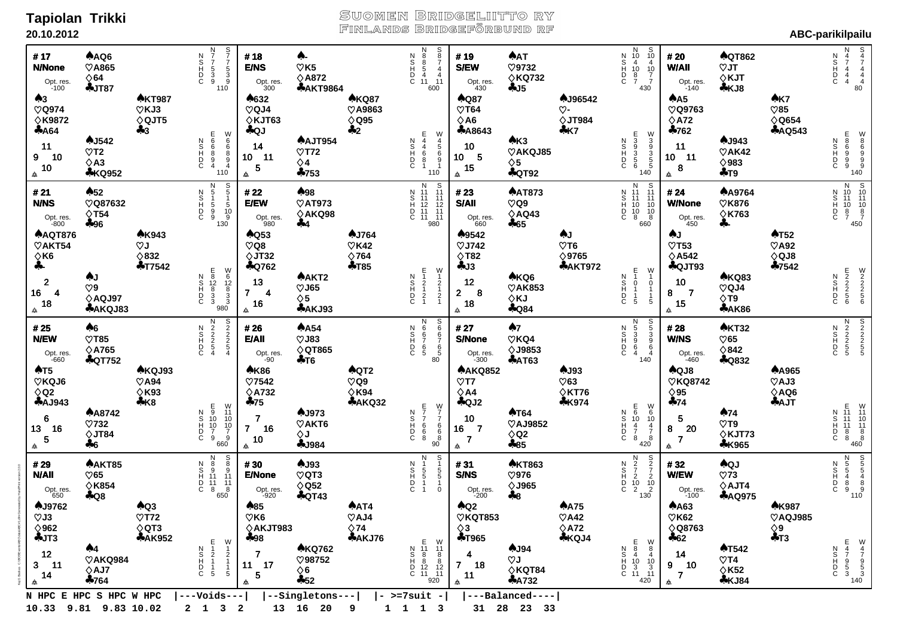**Tapiolan Trikki**
**20.10.2012**

SUOMEN BRIDGELIITTO RY
FINLANDS BRIDGEFÖRBUND RF

**ABC-parikilpailu**

### # 17 N/None — Opt. res. -100

| | Hand | HCP |
|---|---|---|
| North | ♠AQ6 ♡A865 ♦64 ♣JT87 | 11 |
| West | ♠3 ♡Q974 ♦K9872 ♣A64 | 9 |
| East | ♠KT987 ♡KJ3 ♦QJT5 ♣3 | 10 |
| South | ♠J542 ♡T2 ♦A3 ♣KQ952 | 10 |

| | N | S | | E | W |
|---|---|---|---|---|---|
| N | 7 | 7 | N | 6 | 6 |
| S | 7 | 7 | S | 6 | 6 |
| H | 5 | 5 | H | 8 | 8 |
| D | 3 | 3 | D | 9 | 9 |
| C | 9 | 9 | C | 4 | 4 |
| | 110 | | | 110 | |

### # 18 E/NS — Opt. res. 300

| | Hand | HCP |
|---|---|---|
| North | ♠- ♡K5 ♦A872 ♣AKT9864 | 14 |
| West | ♠632 ♡QJ4 ♦KJT63 ♣QJ | 10 |
| East | ♠KQ87 ♡A9863 ♦Q95 ♣2 | 11 |
| South | ♠AJT954 ♡T72 ♦4 ♣753 | 5 |

| | N | S | | E | W |
|---|---|---|---|---|---|
| N | 8 | 8 | N | 4 | 4 |
| S | 8 | 7 | S | 4 | 5 |
| H | 5 | 4 | H | 6 | 6 |
| D | 4 | 4 | D | 8 | 9 |
| C | 11 | 11 | C | 1 | 1 |
| | 600 | | | 110 | |

### # 19 S/EW — Opt. res. 430

| | Hand | HCP |
|---|---|---|
| North | ♠AT ♡9732 ♦KQ732 ♣J5 | 10 |
| West | ♠Q87 ♡T64 ♦A6 ♣A8643 | 10 |
| East | ♠J96542 ♡- ♦JT984 ♣K7 | 5 |
| South | ♠K3 ♡AKQJ85 ♦5 ♣QT92 | 15 |

| | N | S | | E | W |
|---|---|---|---|---|---|
| N | 10 | 10 | N | 3 | 3 |
| S | 4 | 4 | S | 9 | 9 |
| H | 10 | 10 | H | 3 | 3 |
| D | 8 | 7 | D | 5 | 5 |
| C | 7 | 7 | C | 6 | 5 |
| | 430 | | | 140 | |

### # 20 W/All — Opt. res. -140

| | Hand | HCP |
|---|---|---|
| North | ♠QT862 ♡JT ♦KJT ♣KJ8 | 11 |
| West | ♠A5 ♡Q9763 ♦A72 ♣762 | 10 |
| East | ♠K7 ♡85 ♦Q654 ♣AQ543 | 11 |
| South | ♠J943 ♡AK42 ♦983 ♣T9 | 8 |

| | N | S | | E | W |
|---|---|---|---|---|---|
| N | 4 | 4 | N | 8 | 8 |
| S | 7 | 7 | S | 6 | 6 |
| H | 4 | 4 | H | 9 | 9 |
| D | 4 | 4 | D | 9 | 9 |
| C | 4 | 4 | C | 9 | 9 |
| | 80 | | | 140 | |

### # 21 N/NS — Opt. res. -800

| | Hand | HCP |
|---|---|---|
| North | ♠52 ♡Q87632 ♦T54 ♣96 | 2 |
| West | ♠AQT876 ♡AKT54 ♦K6 ♣- | 16 |
| East | ♠K943 ♡J ♦832 ♣T7542 | 4 |
| South | ♠J ♡9 ♦AQJ97 ♣AKQJ83 | 18 |

| | N | S | | E | W |
|---|---|---|---|---|---|
| N | 5 | 5 | N | 8 | 6 |
| S | 1 | 1 | S | 12 | 12 |
| H | 5 | 5 | H | 8 | 8 |
| D | 9 | 10 | D | 3 | 3 |
| C | 9 | 9 | C | 3 | 3 |
| | 130 | | | 980 | |

### # 22 E/EW — Opt. res. 980

| | Hand | HCP |
|---|---|---|
| North | ♠98 ♡AT973 ♦AKQ98 ♣4 | 13 |
| West | ♠Q53 ♡Q8 ♦JT32 ♣Q762 | 7 |
| East | ♠J764 ♡K42 ♦764 ♣T85 | 4 |
| South | ♠AKT2 ♡J65 ♦5 ♣AKJ93 | 16 |

| | N | S | | E | W |
|---|---|---|---|---|---|
| N | 11 | 11 | N | 1 | 2 |
| S | 11 | 11 | S | 2 | 2 |
| H | 12 | 12 | H | 1 | 1 |
| D | 11 | 11 | D | 2 | 2 |
| C | 11 | 11 | C | 1 | 1 |
| | 980 | | | | |

### # 23 S/All — Opt. res. 660

| | Hand | HCP |
|---|---|---|
| North | ♠AT873 ♡Q9 ♦AQ43 ♣65 | 12 |
| West | ♠9542 ♡J742 ♦T82 ♣J3 | 2 |
| East | ♠J ♡T6 ♦9765 ♣AKT972 | 8 |
| South | ♠KQ6 ♡AK853 ♦KJ ♣Q84 | 18 |

| | N | S | | E | W |
|---|---|---|---|---|---|
| N | 11 | 11 | N | 1 | 1 |
| S | 11 | 11 | S | 0 | 0 |
| H | 10 | 10 | H | 1 | 1 |
| D | 10 | 10 | D | 1 | 1 |
| C | 8 | 8 | C | 5 | 5 |
| | 660 | | | | |

### # 24 W/None — Opt. res. 450

| | Hand | HCP |
|---|---|---|
| North | ♠A9764 ♡K876 ♦K763 ♣- | 10 |
| West | ♠J ♡T53 ♦A542 ♣QJT93 | 8 |
| East | ♠T52 ♡A92 ♦QJ8 ♣7542 | 7 |
| South | ♠KQ83 ♡QJ4 ♦T9 ♣AK86 | 15 |

| | N | S | | E | W |
|---|---|---|---|---|---|
| N | 10 | 10 | N | 2 | 2 |
| S | 11 | 11 | S | 2 | 2 |
| H | 10 | 10 | H | 2 | 2 |
| D | 8 | 8 | D | 5 | 5 |
| C | 7 | 7 | C | 6 | 6 |
| | 450 | | | | |

### # 25 N/EW — Opt. res. -660

| | Hand | HCP |
|---|---|---|
| North | ♠6 ♡T85 ♦A765 ♣QT752 | 6 |
| West | ♠T5 ♡KQJ6 ♦Q2 ♣AJ943 | 13 |
| East | ♠KQJ93 ♡A94 ♦K93 ♣K8 | 16 |
| South | ♠A8742 ♡732 ♦JT84 ♣6 | 5 |

| | N | S | | E | W |
|---|---|---|---|---|---|
| N | 2 | 2 | N | 9 | 11 |
| S | 2 | 2 | S | 10 | 10 |
| H | 2 | 2 | H | 10 | 10 |
| D | 5 | 5 | D | 7 | 7 |
| C | 4 | 4 | C | 9 | 9 |
| | | | | 660 | |

### # 26 E/All — Opt. res. -90

| | Hand | HCP |
|---|---|---|
| North | ♠A54 ♡J83 ♦QT865 ♣T6 | 7 |
| West | ♠K86 ♡7542 ♦A732 ♣75 | 7 |
| East | ♠QT2 ♡Q9 ♦K94 ♣AKQ32 | 16 |
| South | ♠J973 ♡AKT6 ♦J ♣J984 | 10 |

| | N | S | | E | W |
|---|---|---|---|---|---|
| N | 6 | 6 | N | 7 | 7 |
| S | 6 | 6 | S | 7 | 7 |
| H | 7 | 7 | H | 6 | 6 |
| D | 6 | 6 | D | 6 | 6 |
| C | 5 | 5 | C | 8 | 8 |
| | 80 | | | 90 | |

### # 27 S/None — Opt. res. -300

| | Hand | HCP |
|---|---|---|
| North | ♠7 ♡KQ4 ♦J9853 ♣AT63 | 10 |
| West | ♠AKQ852 ♡T7 ♦A4 ♣QJ2 | 16 |
| East | ♠J93 ♡63 ♦KT76 ♣K974 | 7 |
| South | ♠T64 ♡AJ9852 ♦Q2 ♣85 | 7 |

| | N | S | | E | W |
|---|---|---|---|---|---|
| N | 5 | 5 | N | 6 | 6 |
| S | 3 | 3 | S | 10 | 10 |
| H | 9 | 9 | H | 4 | 4 |
| D | 6 | 6 | D | 7 | 7 |
| C | 4 | 4 | C | 8 | 8 |
| | 140 | | | 420 | |

### # 28 W/NS — Opt. res. -460

| | Hand | HCP |
|---|---|---|
| North | ♠KT32 ♡65 ♦842 ♣Q832 | 5 |
| West | ♠QJ8 ♡KQ8742 ♦95 ♣74 | 8 |
| East | ♠A965 ♡AJ3 ♦AQ6 ♣AJT | 20 |
| South | ♠74 ♡T9 ♦KJT73 ♣K965 | 7 |

| | N | S | | E | W |
|---|---|---|---|---|---|
| N | 2 | 2 | N | 11 | 11 |
| S | 2 | 2 | S | 11 | 10 |
| H | 2 | 2 | H | 11 | 11 |
| D | 5 | 5 | D | 8 | 8 |
| C | 5 | 5 | C | 8 | 8 |
| | | | | 460 | |

### # 29 N/All — Opt. res. 650

| | Hand | HCP |
|---|---|---|
| North | ♠AKT85 ♡65 ♦K854 ♣Q8 | 12 |
| West | ♠J9762 ♡J3 ♦962 ♣JT3 | 3 |
| East | ♠Q3 ♡T72 ♦QT3 ♣AK952 | 11 |
| South | ♠4 ♡AKQ984 ♦AJ7 ♣764 | 14 |

| | N | S | | E | W |
|---|---|---|---|---|---|
| N | 8 | 8 | N | 1 | 2 |
| S | 9 | 9 | S | 2 | 2 |
| H | 11 | 11 | H | 1 | 1 |
| D | 11 | 11 | D | 1 | 1 |
| C | 8 | 8 | C | 5 | 5 |
| | 650 | | | | |

### # 30 E/None — Opt. res. -920

| | Hand | HCP |
|---|---|---|
| North | ♠J93 ♡QT3 ♦Q52 ♣QT43 | 7 |
| West | ♠85 ♡K6 ♦AKJT983 ♣98 | 11 |
| East | ♠AT4 ♡AJ4 ♦74 ♣AKJ76 | 17 |
| South | ♠KQ762 ♡98752 ♦6 ♣52 | 5 |

| | N | S | | E | W |
|---|---|---|---|---|---|
| N | 1 | 1 | N | 11 | 11 |
| S | 5 | 5 | S | 8 | 8 |
| H | 5 | 5 | H | 8 | 8 |
| D | 1 | 1 | D | 12 | 12 |
| C | 1 | 0 | C | 11 | 11 |
| | | | | 920 | |

### # 31 S/NS — Opt. res. -200

| | Hand | HCP |
|---|---|---|
| North | ♠KT863 ♡976 ♦J965 ♣8 | 4 |
| West | ♠Q2 ♡KQT853 ♦3 ♣T965 | 7 |
| East | ♠A75 ♡A42 ♦A72 ♣KQJ4 | 18 |
| South | ♠J94 ♡J ♦KQT84 ♣A732 | 11 |

| | N | S | | E | W |
|---|---|---|---|---|---|
| N | 2 | 2 | N | 8 | 8 |
| S | 7 | 7 | S | 4 | 4 |
| H | 2 | 2 | H | 10 | 10 |
| D | 10 | 10 | D | 3 | 3 |
| C | 2 | 2 | C | 11 | 11 |
| | 130 | | | 420 | |

### # 32 W/EW — Opt. res. -100

| | Hand | HCP |
|---|---|---|
| North | ♠QJ ♡73 ♦AJT4 ♣AQ975 | 14 |
| West | ♠A63 ♡K62 ♦Q8763 ♣62 | 9 |
| East | ♠K987 ♡AQJ985 ♦9 ♣T3 | 10 |
| South | ♠T542 ♡T4 ♦K52 ♣KJ84 | 7 |

| | N | S | | E | W |
|---|---|---|---|---|---|
| N | 5 | 5 | N | 4 | 4 |
| S | 5 | 5 | S | 7 | 7 |
| H | 4 | 4 | H | 9 | 9 |
| D | 8 | 8 | D | 5 | 5 |
| C | 9 | 9 | C | 3 | 3 |
| | 110 | | | 140 | |

```
N HPC E HPC S HPC W HPC  |---Voids---|  |--Singletons---|  |- >=7suit -|  |---Balanced----|
10.33  9.81  9.83 10.02    2  1  3  2     13  16  20   9     1  1  1  3     31  28  23  33
```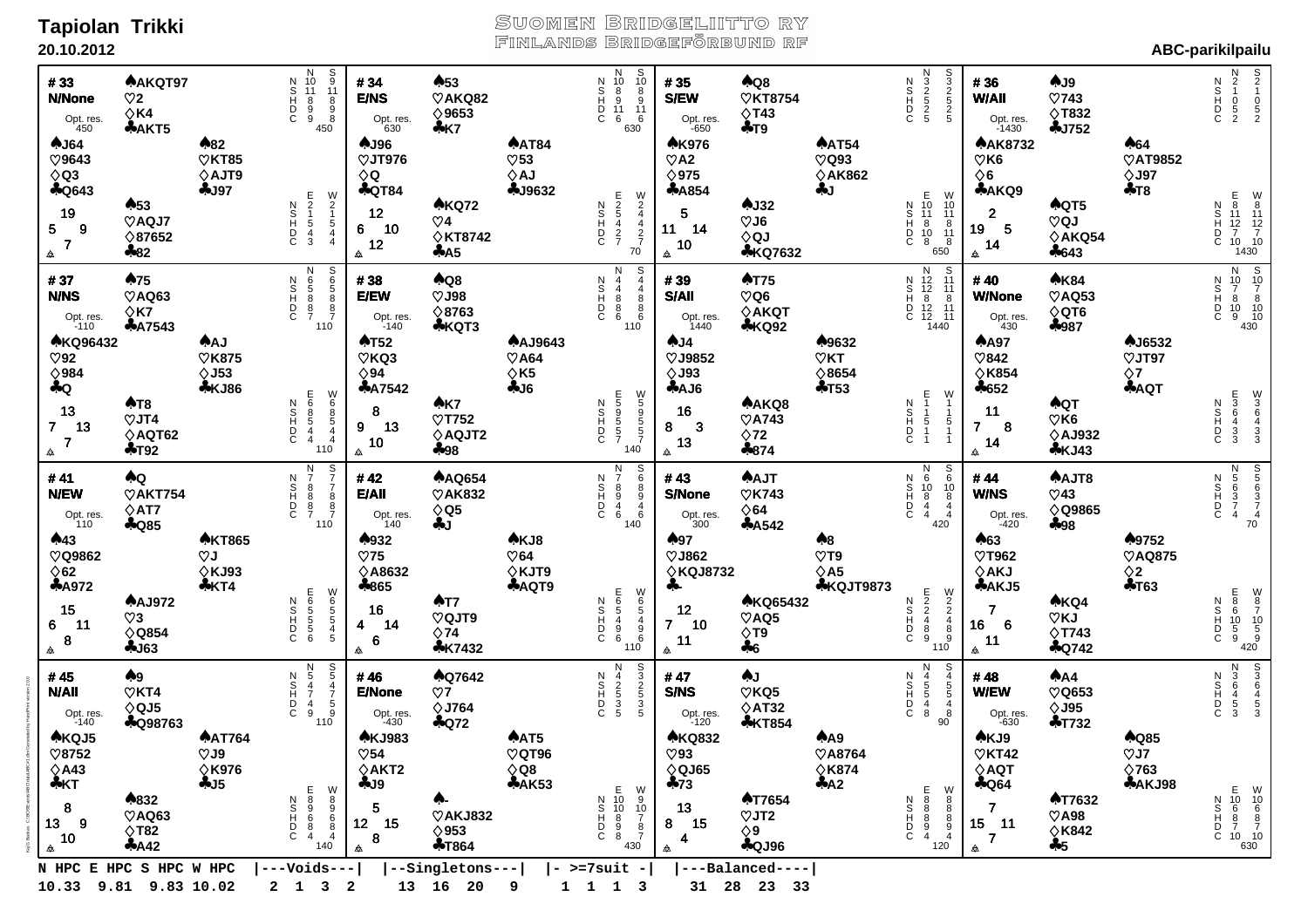# Tapiolan Trikki

**20.10.2012**

SUOMEN BRIDGELIITTO RY
FINLANDS BRIDGEFÖRBUND RF

**ABC-parikilpailu**

---

### # 33 — N/None — Opt. res. 450

- **North:** ♠AKQT97 ♥2 ♦K4 ♣AKT5
- **West:** ♠J64 ♥9643 ♦Q3 ♣Q643
- **East:** ♠82 ♥KT85 ♦AJT9 ♣J97
- **South:** ♠53 ♥AQJ7 ♦87652 ♣82

HCP: N 19, W 5, E 9, S 7

| | N | S | E | W |
|---|---|---|---|---|
| N | 10 | 9 | 2 | 2 |
| S | 11 | 11 | 1 | 1 |
| H | 8 | 8 | 5 | 5 |
| D | 9 | 9 | 4 | 4 |
| C | 9 | 8 | 3 | 4 |

Par: 450

---

### # 34 — E/NS — Opt. res. 630

- **North:** ♠53 ♥AKQ82 ♦9653 ♣K7
- **West:** ♠J96 ♥JT976 ♦Q ♣QT84
- **East:** ♠AT84 ♥53 ♦AJ ♣J9632
- **South:** ♠KQ72 ♥4 ♦KT8742 ♣A5

HCP: N 12, W 6, E 10, S 12

| | N | S | E | W |
|---|---|---|---|---|
| N | 10 | 10 | 2 | 2 |
| S | 8 | 8 | 5 | 4 |
| H | 9 | 9 | 4 | 4 |
| D | 11 | 11 | 2 | 2 |
| C | 6 | 6 | 7 | 7 |

Par: 630 / 70

---

### # 35 — S/EW — Opt. res. -650

- **North:** ♠Q8 ♥KT8754 ♦T43 ♣T9
- **West:** ♠K976 ♥A2 ♦975 ♣A854
- **East:** ♠AT54 ♥Q93 ♦AK862 ♣J
- **South:** ♠J32 ♥J6 ♦QJ ♣KQ7632

HCP: N 5, W 11, E 14, S 10

| | N | S | E | W |
|---|---|---|---|---|
| N | 3 | 3 | 10 | 10 |
| S | 2 | 2 | 11 | 11 |
| H | 5 | 5 | 8 | 8 |
| D | 2 | 2 | 10 | 11 |
| C | 5 | 5 | 8 | 8 |

Par: 650

---

### # 36 — W/All — Opt. res. -1430

- **North:** ♠J9 ♥743 ♦T832 ♣J752
- **West:** ♠AK8732 ♥K6 ♦6 ♣AKQ9
- **East:** ♠64 ♥AT9852 ♦J97 ♣T8
- **South:** ♠QT5 ♥QJ ♦AKQ54 ♣643

HCP: N 2, W 19, E 5, S 14

| | N | S | E | W |
|---|---|---|---|---|
| N | 2 | 2 | 8 | 8 |
| S | 1 | 1 | 11 | 11 |
| H | 0 | 0 | 12 | 12 |
| D | 5 | 5 | 7 | 7 |
| C | 2 | 2 | 10 | 10 |

Par: 1430

---

### # 37 — N/NS — Opt. res. -110

- **North:** ♠75 ♥AQ63 ♦K7 ♣A7543
- **West:** ♠KQ96432 ♥92 ♦984 ♣Q
- **East:** ♠AJ ♥K875 ♦J53 ♣KJ86
- **South:** ♠T8 ♥JT4 ♦AQT62 ♣T92

HCP: N 13, W 7, E 13, S 7

| | N | S | E | W |
|---|---|---|---|---|
| N | 6 | 6 | 6 | 6 |
| S | 5 | 5 | 8 | 8 |
| H | 8 | 8 | 5 | 5 |
| D | 8 | 8 | 4 | 4 |
| C | 7 | 7 | 4 | 4 |

Par: 110 / 110

---

### # 38 — E/EW — Opt. res. -140

- **North:** ♠Q8 ♥J98 ♦8763 ♣KQT3
- **West:** ♠T52 ♥KQ3 ♦94 ♣A7542
- **East:** ♠AJ9643 ♥A64 ♦K5 ♣J6
- **South:** ♠K7 ♥T752 ♦AQJT2 ♣98

HCP: N 8, W 9, E 13, S 10

| | N | S | E | W |
|---|---|---|---|---|
| N | 4 | 4 | 5 | 5 |
| S | 4 | 4 | 9 | 9 |
| H | 8 | 8 | 5 | 5 |
| D | 8 | 8 | 5 | 5 |
| C | 6 | 6 | 7 | 7 |

Par: 110 / 140

---

### # 39 — S/All — Opt. res. 1440

- **North:** ♠T75 ♥Q6 ♦AKQT ♣KQ92
- **West:** ♠J4 ♥J9852 ♦J93 ♣AJ6
- **East:** ♠9632 ♥KT ♦8654 ♣T53
- **South:** ♠AKQ8 ♥A743 ♦72 ♣874

HCP: N 16, W 8, E 3, S 13

| | N | S | E | W |
|---|---|---|---|---|
| N | 12 | 11 | 1 | 1 |
| S | 12 | 11 | 1 | 1 |
| H | 8 | 8 | 5 | 5 |
| D | 12 | 11 | 1 | 1 |
| C | 12 | 11 | 1 | 1 |

Par: 1440

---

### # 40 — W/None — Opt. res. 430

- **North:** ♠K84 ♥AQ53 ♦QT6 ♣987
- **West:** ♠A97 ♥842 ♦K854 ♣652
- **East:** ♠J6532 ♥JT97 ♦7 ♣AQT
- **South:** ♠QT ♥K6 ♦AJ932 ♣KJ43

HCP: N 11, W 7, E 8, S 14

| | N | S | E | W |
|---|---|---|---|---|
| N | 10 | 10 | 3 | 3 |
| S | 7 | 7 | 6 | 6 |
| H | 8 | 8 | 4 | 4 |
| D | 10 | 10 | 3 | 3 |
| C | 9 | 10 | 3 | 3 |

Par: 430

---

### # 41 — N/EW — Opt. res. 110

- **North:** ♠Q ♥AKT754 ♦AT7 ♣Q85
- **West:** ♠43 ♥Q9862 ♦62 ♣A972
- **East:** ♠KT865 ♥J ♦KJ93 ♣KT4
- **South:** ♠AJ972 ♥3 ♦Q854 ♣J63

HCP: N 15, W 6, E 11, S 8

| | N | S | E | W |
|---|---|---|---|---|
| N | 7 | 7 | 6 | 6 |
| S | 8 | 8 | 5 | 5 |
| H | 8 | 8 | 5 | 5 |
| D | 8 | 8 | 5 | 5 |
| C | 7 | 7 | 6 | 5 |

Par: 110

---

### # 42 — E/All — Opt. res. 140

- **North:** ♠AQ654 ♥AK832 ♦Q5 ♣J
- **West:** ♠932 ♥75 ♦A8632 ♣865
- **East:** ♠KJ8 ♥64 ♦KJT9 ♣AQT9
- **South:** ♠T7 ♥QJT9 ♦74 ♣K7432

HCP: N 16, W 4, E 14, S 6

| | N | S | E | W |
|---|---|---|---|---|
| N | 7 | 6 | 6 | 6 |
| S | 8 | 8 | 5 | 5 |
| H | 9 | 9 | 4 | 4 |
| D | 4 | 4 | 9 | 9 |
| C | 6 | 6 | 6 | 6 |

Par: 140 / 110

---

### # 43 — S/None — Opt. res. 300

- **North:** ♠AJT ♥K743 ♦64 ♣A542
- **West:** ♠97 ♥J862 ♦KQJ8732 ♣-
- **East:** ♠8 ♥T9 ♦A5 ♣KQJT9873
- **South:** ♠KQ65432 ♥AQ5 ♦T9 ♣6

HCP: N 12, W 7, E 10, S 11

| | N | S | E | W |
|---|---|---|---|---|
| N | 6 | 6 | 2 | 2 |
| S | 10 | 10 | 2 | 2 |
| H | 8 | 8 | 4 | 4 |
| D | 4 | 4 | 8 | 8 |
| C | 4 | 4 | 9 | 9 |

Par: 420 / 110

---

### # 44 — W/NS — Opt. res. -420

- **North:** ♠AJT8 ♥43 ♦Q9865 ♣98
- **West:** ♠63 ♥T962 ♦AKJ ♣AKJ5
- **East:** ♠9752 ♥AQ875 ♦2 ♣T63
- **South:** ♠KQ4 ♥KJ ♦T743 ♣Q742

HCP: N 7, W 16, E 6, S 11

| | N | S | E | W |
|---|---|---|---|---|
| N | 5 | 5 | 8 | 7 |
| S | 6 | 6 | 6 | 7 |
| H | 3 | 3 | 10 | 10 |
| D | 7 | 7 | 5 | 5 |
| C | 4 | 4 | 9 | 9 |

Par: 70 / 420

---

### # 45 — N/All — Opt. res. -140

- **North:** ♠9 ♥KT4 ♦QJ5 ♣Q98763
- **West:** ♠KQJ5 ♥8752 ♦A43 ♣KT
- **East:** ♠AT764 ♥J9 ♦K976 ♣J5
- **South:** ♠832 ♥AQ63 ♦T82 ♣A42

HCP: N 8, W 13, E 9, S 10

| | N | S | E | W |
|---|---|---|---|---|
| N | 5 | 5 | 8 | 8 |
| S | 4 | 4 | 9 | 9 |
| H | 7 | 7 | 6 | 6 |
| D | 4 | 5 | 8 | 8 |
| C | 9 | 9 | 4 | 4 |

Par: 110 / 140

---

### # 46 — E/None — Opt. res. -430

- **North:** ♠Q7642 ♥7 ♦J764 ♣Q72
- **West:** ♠KJ983 ♥54 ♦AKT2 ♣J9
- **East:** ♠AT5 ♥QT96 ♦Q8 ♣AK53
- **South:** ♠- ♥AKJ832 ♦953 ♣T864

HCP: N 5, W 12, E 15, S 8

| | N | S | E | W |
|---|---|---|---|---|
| N | 4 | 3 | 10 | 9 |
| S | 2 | 2 | 10 | 10 |
| H | 5 | 5 | 8 | 7 |
| D | 3 | 3 | 9 | 8 |
| C | 5 | 5 | 8 | 7 |

Par: 430

---

### # 47 — S/NS — Opt. res. -120

- **North:** ♠J ♥KQ5 ♦AT32 ♣KT854
- **West:** ♠KQ832 ♥93 ♦QJ65 ♣73
- **East:** ♠A9 ♥A8764 ♦K874 ♣A2
- **South:** ♠T7654 ♥JT2 ♦9 ♣QJ96

HCP: N 13, W 8, E 15, S 4

| | N | S | E | W |
|---|---|---|---|---|
| N | 4 | 4 | 8 | 8 |
| S | 5 | 5 | 8 | 8 |
| H | 5 | 5 | 8 | 8 |
| D | 4 | 4 | 9 | 9 |
| C | 8 | 8 | 4 | 4 |

Par: 90 / 120

---

### # 48 — W/EW — Opt. res. -630

- **North:** ♠A4 ♥Q653 ♦J95 ♣T732
- **West:** ♠KJ9 ♥KT42 ♦AQT ♣Q64
- **East:** ♠Q85 ♥J7 ♦763 ♣AKJ98
- **South:** ♠T7632 ♥A98 ♦K842 ♣5

HCP: N 7, W 15, E 11, S 7

| | N | S | E | W |
|---|---|---|---|---|
| N | 3 | 3 | 10 | 10 |
| S | 6 | 6 | 6 | 6 |
| H | 4 | 4 | 8 | 7 |
| D | 5 | 5 | 7 | 7 |
| C | 3 | 3 | 10 | 10 |

Par: 630

---

| N HPC | E HPC | S HPC | W HPC | Voids | | | | Singletons | | | | >=7suit | | | | Balanced | | | |
|---|---|---|---|---|---|---|---|---|---|---|---|---|---|---|---|---|---|---|---|
| 10.33 | 9.81 | 9.83 | 10.02 | 2 | 1 | 3 | 2 | 13 | 16 | 20 | 9 | 1 | 1 | 1 | 3 | 31 | 28 | 23 | 33 |